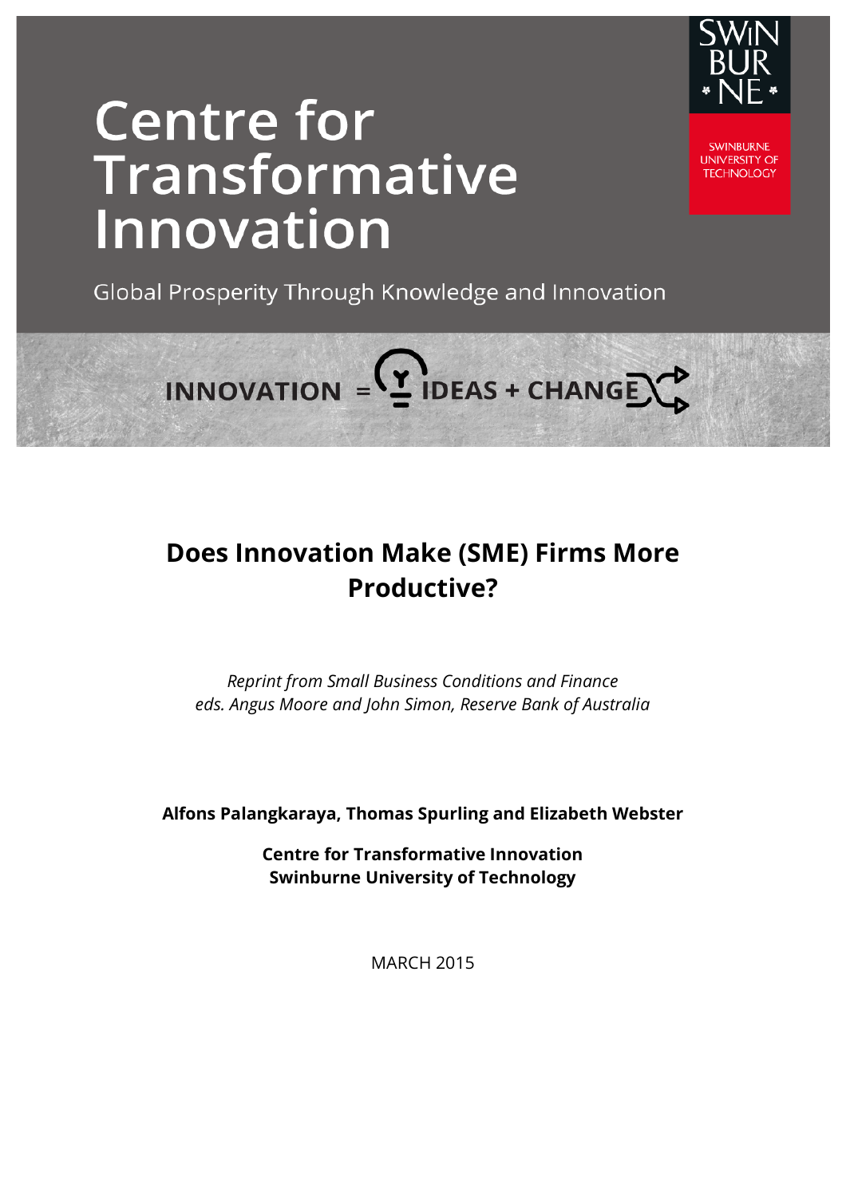# Centre for Transformative Innovation

SWINBURNE UNIVERSITY OF TECHNOLOGY

Global Prosperity Through Knowledge and Innovation

INNOVATION = IDEAS + CHANGE

## Does Innovation Make (SME) Firms More Productive?

*Reprint from Small Business Conditions and Finance*
*eds. Angus Moore and John Simon, Reserve Bank of Australia*

**Alfons Palangkaraya, Thomas Spurling and Elizabeth Webster**

**Centre for Transformative Innovation**
**Swinburne University of Technology**

MARCH 2015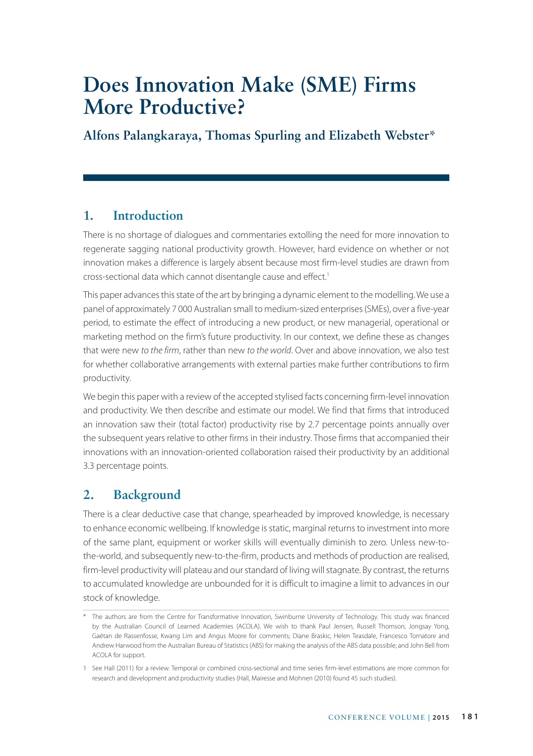# Does Innovation Make (SME) Firms More Productive?

**Alfons Palangkaraya, Thomas Spurling and Elizabeth Webster***

## 1. Introduction

There is no shortage of dialogues and commentaries extolling the need for more innovation to regenerate sagging national productivity growth. However, hard evidence on whether or not innovation makes a difference is largely absent because most firm-level studies are drawn from cross-sectional data which cannot disentangle cause and effect.[1]

This paper advances this state of the art by bringing a dynamic element to the modelling. We use a panel of approximately 7 000 Australian small to medium-sized enterprises (SMEs), over a five-year period, to estimate the effect of introducing a new product, or new managerial, operational or marketing method on the firm's future productivity. In our context, we define these as changes that were new *to the firm*, rather than new *to the world*. Over and above innovation, we also test for whether collaborative arrangements with external parties make further contributions to firm productivity.

We begin this paper with a review of the accepted stylised facts concerning firm-level innovation and productivity. We then describe and estimate our model. We find that firms that introduced an innovation saw their (total factor) productivity rise by 2.7 percentage points annually over the subsequent years relative to other firms in their industry. Those firms that accompanied their innovations with an innovation-oriented collaboration raised their productivity by an additional 3.3 percentage points.

## 2. Background

There is a clear deductive case that change, spearheaded by improved knowledge, is necessary to enhance economic wellbeing. If knowledge is static, marginal returns to investment into more of the same plant, equipment or worker skills will eventually diminish to zero. Unless new-to-the-world, and subsequently new-to-the-firm, products and methods of production are realised, firm-level productivity will plateau and our standard of living will stagnate. By contrast, the returns to accumulated knowledge are unbounded for it is difficult to imagine a limit to advances in our stock of knowledge.

\* The authors are from the Centre for Transformative Innovation, Swinburne University of Technology. This study was financed by the Australian Council of Learned Academies (ACOLA). We wish to thank Paul Jensen, Russell Thomson, Jongsay Yong, Gaétan de Rassenfosse, Kwang Lim and Angus Moore for comments; Diane Braskic, Helen Teasdale, Francesco Tornatore and Andrew Harwood from the Australian Bureau of Statistics (ABS) for making the analysis of the ABS data possible; and John Bell from ACOLA for support.

1 See Hall (2011) for a review. Temporal or combined cross-sectional and time series firm-level estimations are more common for research and development and productivity studies (Hall, Mairesse and Mohnen (2010) found 45 such studies).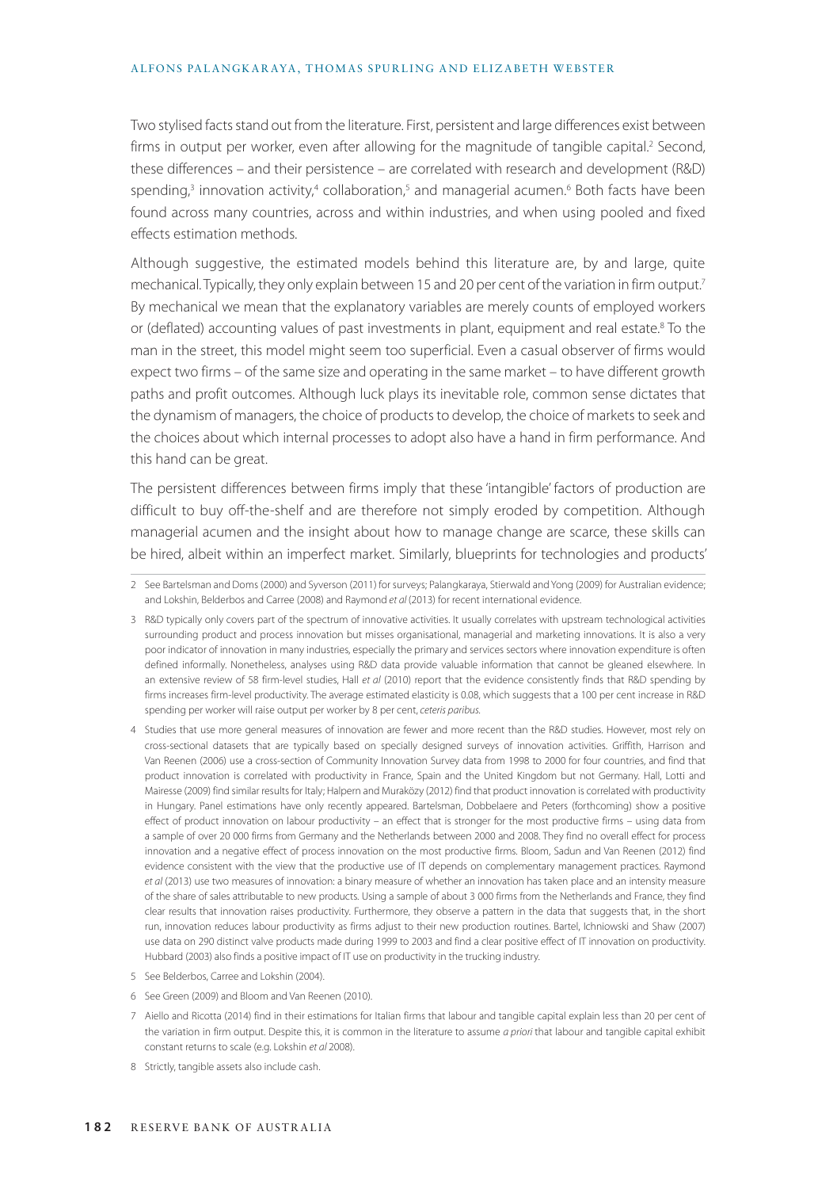Two stylised facts stand out from the literature. First, persistent and large differences exist between firms in output per worker, even after allowing for the magnitude of tangible capital.[2] Second, these differences – and their persistence – are correlated with research and development (R&D) spending,[3] innovation activity,[4] collaboration,[5] and managerial acumen.[6] Both facts have been found across many countries, across and within industries, and when using pooled and fixed effects estimation methods.

Although suggestive, the estimated models behind this literature are, by and large, quite mechanical. Typically, they only explain between 15 and 20 per cent of the variation in firm output.[7] By mechanical we mean that the explanatory variables are merely counts of employed workers or (deflated) accounting values of past investments in plant, equipment and real estate.[8] To the man in the street, this model might seem too superficial. Even a casual observer of firms would expect two firms – of the same size and operating in the same market – to have different growth paths and profit outcomes. Although luck plays its inevitable role, common sense dictates that the dynamism of managers, the choice of products to develop, the choice of markets to seek and the choices about which internal processes to adopt also have a hand in firm performance. And this hand can be great.

The persistent differences between firms imply that these 'intangible' factors of production are difficult to buy off-the-shelf and are therefore not simply eroded by competition. Although managerial acumen and the insight about how to manage change are scarce, these skills can be hired, albeit within an imperfect market. Similarly, blueprints for technologies and products'

---

2 See Bartelsman and Doms (2000) and Syverson (2011) for surveys; Palangkaraya, Stierwald and Yong (2009) for Australian evidence; and Lokshin, Belderbos and Carree (2008) and Raymond *et al* (2013) for recent international evidence.

3 R&D typically only covers part of the spectrum of innovative activities. It usually correlates with upstream technological activities surrounding product and process innovation but misses organisational, managerial and marketing innovations. It is also a very poor indicator of innovation in many industries, especially the primary and services sectors where innovation expenditure is often defined informally. Nonetheless, analyses using R&D data provide valuable information that cannot be gleaned elsewhere. In an extensive review of 58 firm-level studies, Hall *et al* (2010) report that the evidence consistently finds that R&D spending by firms increases firm-level productivity. The average estimated elasticity is 0.08, which suggests that a 100 per cent increase in R&D spending per worker will raise output per worker by 8 per cent, *ceteris paribus*.

4 Studies that use more general measures of innovation are fewer and more recent than the R&D studies. However, most rely on cross-sectional datasets that are typically based on specially designed surveys of innovation activities. Griffith, Harrison and Van Reenen (2006) use a cross-section of Community Innovation Survey data from 1998 to 2000 for four countries, and find that product innovation is correlated with productivity in France, Spain and the United Kingdom but not Germany. Hall, Lotti and Mairesse (2009) find similar results for Italy; Halpern and Muraközy (2012) find that product innovation is correlated with productivity in Hungary. Panel estimations have only recently appeared. Bartelsman, Dobbelaere and Peters (forthcoming) show a positive effect of product innovation on labour productivity – an effect that is stronger for the most productive firms – using data from a sample of over 20 000 firms from Germany and the Netherlands between 2000 and 2008. They find no overall effect for process innovation and a negative effect of process innovation on the most productive firms. Bloom, Sadun and Van Reenen (2012) find evidence consistent with the view that the productive use of IT depends on complementary management practices. Raymond *et al* (2013) use two measures of innovation: a binary measure of whether an innovation has taken place and an intensity measure of the share of sales attributable to new products. Using a sample of about 3 000 firms from the Netherlands and France, they find clear results that innovation raises productivity. Furthermore, they observe a pattern in the data that suggests that, in the short run, innovation reduces labour productivity as firms adjust to their new production routines. Bartel, Ichniowski and Shaw (2007) use data on 290 distinct valve products made during 1999 to 2003 and find a clear positive effect of IT innovation on productivity. Hubbard (2003) also finds a positive impact of IT use on productivity in the trucking industry.

5 See Belderbos, Carree and Lokshin (2004).

6 See Green (2009) and Bloom and Van Reenen (2010).

7 Aiello and Ricotta (2014) find in their estimations for Italian firms that labour and tangible capital explain less than 20 per cent of the variation in firm output. Despite this, it is common in the literature to assume *a priori* that labour and tangible capital exhibit constant returns to scale (e.g. Lokshin *et al* 2008).

8 Strictly, tangible assets also include cash.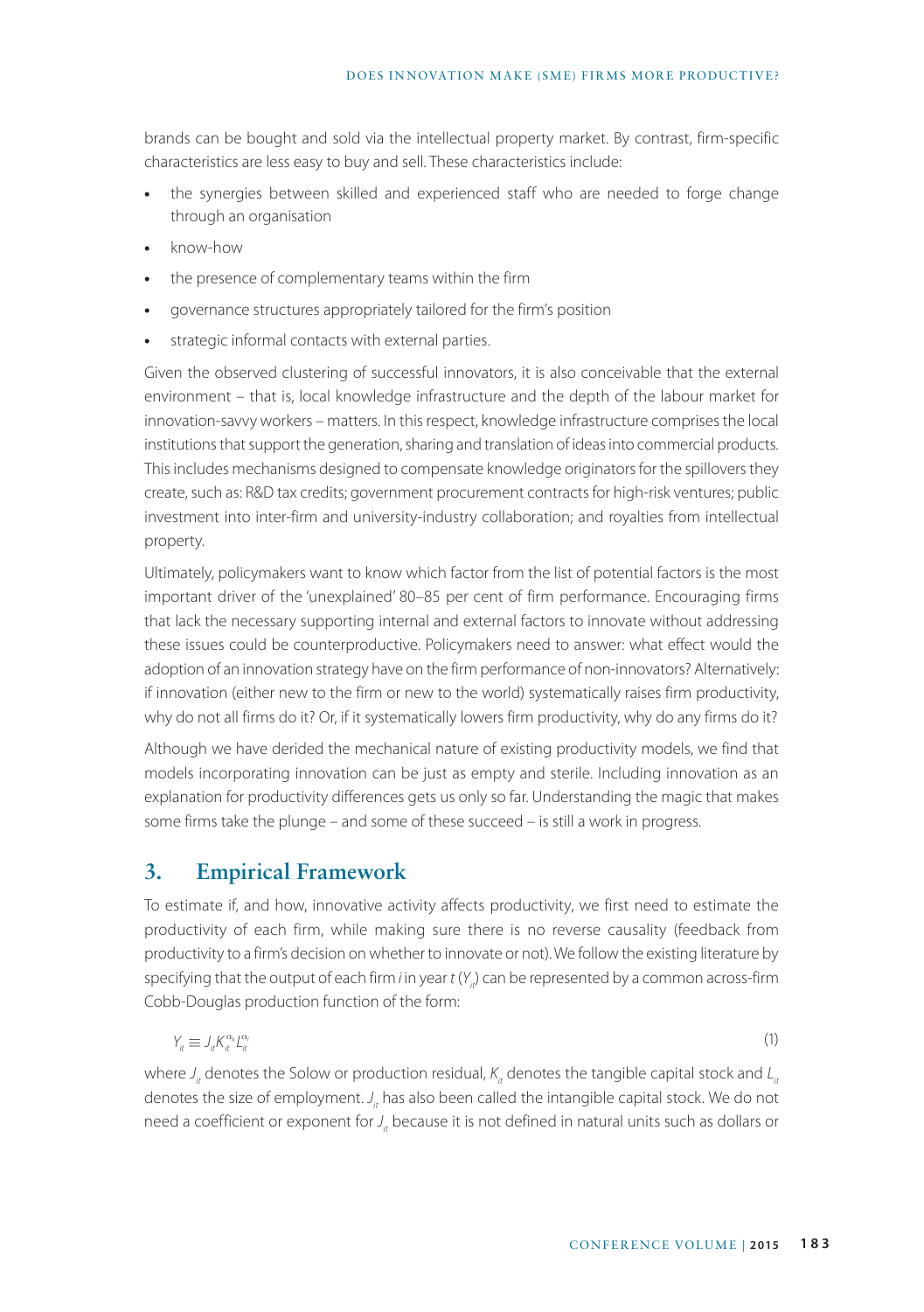brands can be bought and sold via the intellectual property market. By contrast, firm-specific characteristics are less easy to buy and sell. These characteristics include:

- the synergies between skilled and experienced staff who are needed to forge change through an organisation
- know-how
- the presence of complementary teams within the firm
- governance structures appropriately tailored for the firm's position
- strategic informal contacts with external parties.

Given the observed clustering of successful innovators, it is also conceivable that the external environment – that is, local knowledge infrastructure and the depth of the labour market for innovation-savvy workers – matters. In this respect, knowledge infrastructure comprises the local institutions that support the generation, sharing and translation of ideas into commercial products. This includes mechanisms designed to compensate knowledge originators for the spillovers they create, such as: R&D tax credits; government procurement contracts for high-risk ventures; public investment into inter-firm and university-industry collaboration; and royalties from intellectual property.

Ultimately, policymakers want to know which factor from the list of potential factors is the most important driver of the 'unexplained' 80–85 per cent of firm performance. Encouraging firms that lack the necessary supporting internal and external factors to innovate without addressing these issues could be counterproductive. Policymakers need to answer: what effect would the adoption of an innovation strategy have on the firm performance of non-innovators? Alternatively: if innovation (either new to the firm or new to the world) systematically raises firm productivity, why do not all firms do it? Or, if it systematically lowers firm productivity, why do any firms do it?

Although we have derided the mechanical nature of existing productivity models, we find that models incorporating innovation can be just as empty and sterile. Including innovation as an explanation for productivity differences gets us only so far. Understanding the magic that makes some firms take the plunge – and some of these succeed – is still a work in progress.

## 3. Empirical Framework

To estimate if, and how, innovative activity affects productivity, we first need to estimate the productivity of each firm, while making sure there is no reverse causality (feedback from productivity to a firm's decision on whether to innovate or not). We follow the existing literature by specifying that the output of each firm *i* in year *t* ($Y_{it}$) can be represented by a common across-firm Cobb-Douglas production function of the form:

$$Y_{it} \equiv J_{it} K_{it}^{\alpha_k} L_{it}^{\alpha_l} \tag{1}$$

where $J_{it}$ denotes the Solow or production residual, $K_{it}$ denotes the tangible capital stock and $L_{it}$ denotes the size of employment. $J_{it}$ has also been called the intangible capital stock. We do not need a coefficient or exponent for $J_{it}$ because it is not defined in natural units such as dollars or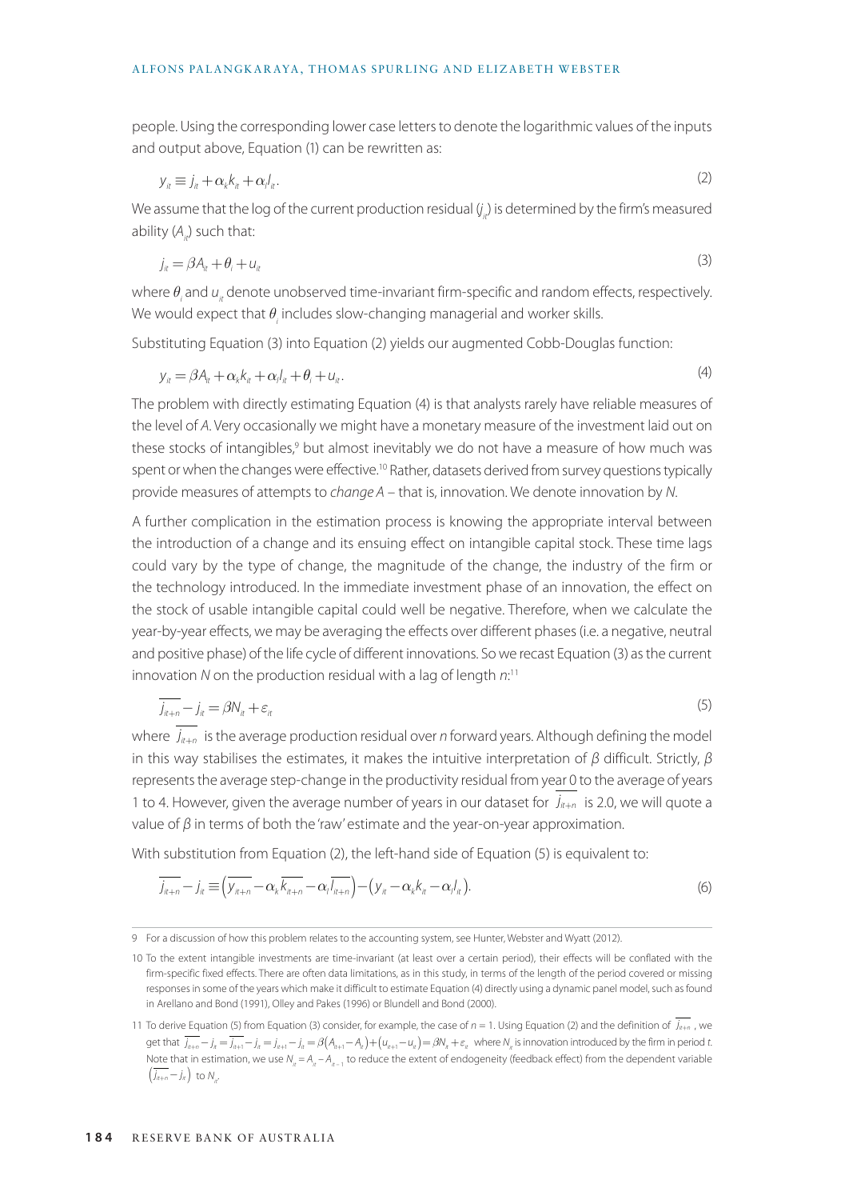people. Using the corresponding lower case letters to denote the logarithmic values of the inputs and output above, Equation (1) can be rewritten as:

$$y_{it} \equiv j_{it} + \alpha_k k_{it} + \alpha_l l_{it}. \tag{2}$$

We assume that the log of the current production residual ($j_{it}$) is determined by the firm's measured ability ($A_{it}$) such that:

$$j_{it} = \beta A_{it} + \theta_i + u_{it} \tag{3}$$

where $\theta_i$ and $u_{it}$ denote unobserved time-invariant firm-specific and random effects, respectively. We would expect that $\theta_i$ includes slow-changing managerial and worker skills.

Substituting Equation (3) into Equation (2) yields our augmented Cobb-Douglas function:

$$y_{it} = \beta A_{it} + \alpha_k k_{it} + \alpha_l l_{it} + \theta_i + u_{it}. \tag{4}$$

The problem with directly estimating Equation (4) is that analysts rarely have reliable measures of the level of *A*. Very occasionally we might have a monetary measure of the investment laid out on these stocks of intangibles,[9] but almost inevitably we do not have a measure of how much was spent or when the changes were effective.[10] Rather, datasets derived from survey questions typically provide measures of attempts to *change A* – that is, innovation. We denote innovation by *N*.

A further complication in the estimation process is knowing the appropriate interval between the introduction of a change and its ensuing effect on intangible capital stock. These time lags could vary by the type of change, the magnitude of the change, the industry of the firm or the technology introduced. In the immediate investment phase of an innovation, the effect on the stock of usable intangible capital could well be negative. Therefore, when we calculate the year-by-year effects, we may be averaging the effects over different phases (i.e. a negative, neutral and positive phase) of the life cycle of different innovations. So we recast Equation (3) as the current innovation *N* on the production residual with a lag of length *n*:[11]

$$\overline{j_{it+n}} - j_{it} = \beta N_{it} + \varepsilon_{it} \tag{5}$$

where $\overline{j_{it+n}}$ is the average production residual over *n* forward years. Although defining the model in this way stabilises the estimates, it makes the intuitive interpretation of $\beta$ difficult. Strictly, $\beta$ represents the average step-change in the productivity residual from year 0 to the average of years 1 to 4. However, given the average number of years in our dataset for $\overline{j_{it+n}}$ is 2.0, we will quote a value of $\beta$ in terms of both the 'raw' estimate and the year-on-year approximation.

With substitution from Equation (2), the left-hand side of Equation (5) is equivalent to:

$$\overline{j_{it+n}} - j_{it} \equiv \left(\overline{y_{it+n}} - \alpha_k \overline{k_{it+n}} - \alpha_l \overline{l_{it+n}}\right) - \left(y_{it} - \alpha_k k_{it} - \alpha_l l_{it}\right). \tag{6}$$

---

9 For a discussion of how this problem relates to the accounting system, see Hunter, Webster and Wyatt (2012).

10 To the extent intangible investments are time-invariant (at least over a certain period), their effects will be conflated with the firm-specific fixed effects. There are often data limitations, as in this study, in terms of the length of the period covered or missing responses in some of the years which make it difficult to estimate Equation (4) directly using a dynamic panel model, such as found in Arellano and Bond (1991), Olley and Pakes (1996) or Blundell and Bond (2000).

11 To derive Equation (5) from Equation (3) consider, for example, the case of $n = 1$. Using Equation (2) and the definition of $\overline{j_{it+n}}$, we get that $\overline{j_{it+n}} - j_{it} = \overline{j_{it+1}} - j_{it} = j_{it+1} - j_{it} = \beta\left(A_{it+1} - A_{it}\right) + \left(u_{it+1} - u_{it}\right) = \beta N_{it} + \varepsilon_{it}$ where $N_{it}$ is innovation introduced by the firm in period *t*. Note that in estimation, we use $N_{it} = A_{it} - A_{it-1}$ to reduce the extent of endogeneity (feedback effect) from the dependent variable $\left(\overline{j_{it+n}} - j_{it}\right)$ to $N_{it}$.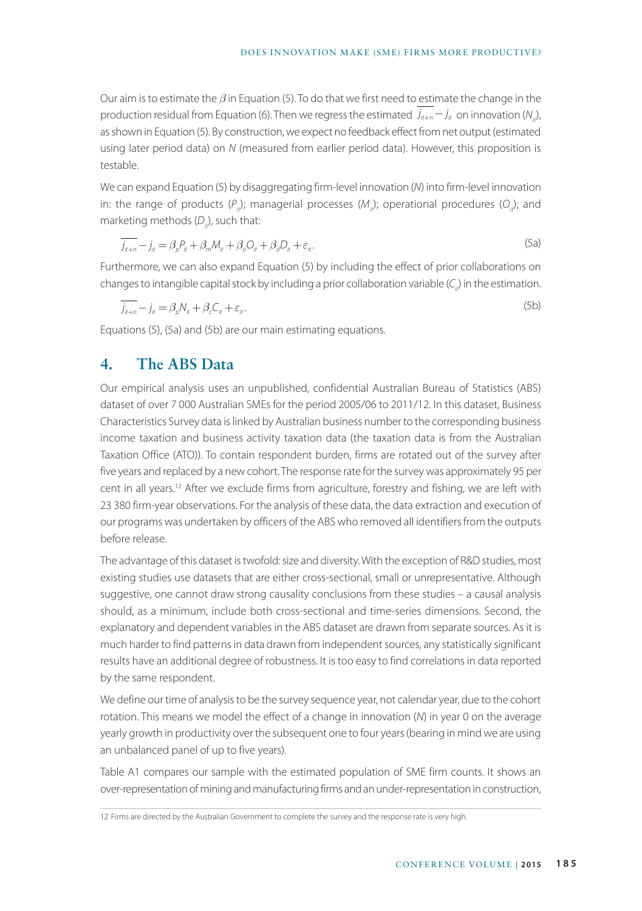Our aim is to estimate the $\beta$ in Equation (5). To do that we first need to estimate the change in the production residual from Equation (6). Then we regress the estimated $\overline{j_{it+n}} - j_{it}$ on innovation ($N_{it}$), as shown in Equation (5). By construction, we expect no feedback effect from net output (estimated using later period data) on $N$ (measured from earlier period data). However, this proposition is testable.

We can expand Equation (5) by disaggregating firm-level innovation ($N$) into firm-level innovation in: the range of products ($P_{it}$); managerial processes ($M_{it}$); operational procedures ($O_{it}$); and marketing methods ($D_{it}$), such that:

$$\overline{j_{it+n}} - j_{it} = \beta_p P_{it} + \beta_m M_{it} + \beta_o O_{it} + \beta_d D_{it} + \varepsilon_{it}. \tag{5a}$$

Furthermore, we can also expand Equation (5) by including the effect of prior collaborations on changes to intangible capital stock by including a prior collaboration variable ($C_{it}$) in the estimation.

$$\overline{j_{it+n}} - j_{it} = \beta_p N_{it} + \beta_c C_{it} + \varepsilon_{it}. \tag{5b}$$

Equations (5), (5a) and (5b) are our main estimating equations.

## 4. The ABS Data

Our empirical analysis uses an unpublished, confidential Australian Bureau of Statistics (ABS) dataset of over 7 000 Australian SMEs for the period 2005/06 to 2011/12. In this dataset, Business Characteristics Survey data is linked by Australian business number to the corresponding business income taxation and business activity taxation data (the taxation data is from the Australian Taxation Office (ATO)). To contain respondent burden, firms are rotated out of the survey after five years and replaced by a new cohort. The response rate for the survey was approximately 95 per cent in all years.[12] After we exclude firms from agriculture, forestry and fishing, we are left with 23 380 firm-year observations. For the analysis of these data, the data extraction and execution of our programs was undertaken by officers of the ABS who removed all identifiers from the outputs before release.

The advantage of this dataset is twofold: size and diversity. With the exception of R&D studies, most existing studies use datasets that are either cross-sectional, small or unrepresentative. Although suggestive, one cannot draw strong causality conclusions from these studies – a causal analysis should, as a minimum, include both cross-sectional and time-series dimensions. Second, the explanatory and dependent variables in the ABS dataset are drawn from separate sources. As it is much harder to find patterns in data drawn from independent sources, any statistically significant results have an additional degree of robustness. It is too easy to find correlations in data reported by the same respondent.

We define our time of analysis to be the survey sequence year, not calendar year, due to the cohort rotation. This means we model the effect of a change in innovation ($N$) in year 0 on the average yearly growth in productivity over the subsequent one to four years (bearing in mind we are using an unbalanced panel of up to five years).

Table A1 compares our sample with the estimated population of SME firm counts. It shows an over-representation of mining and manufacturing firms and an under-representation in construction,

[12] Firms are directed by the Australian Government to complete the survey and the response rate is very high.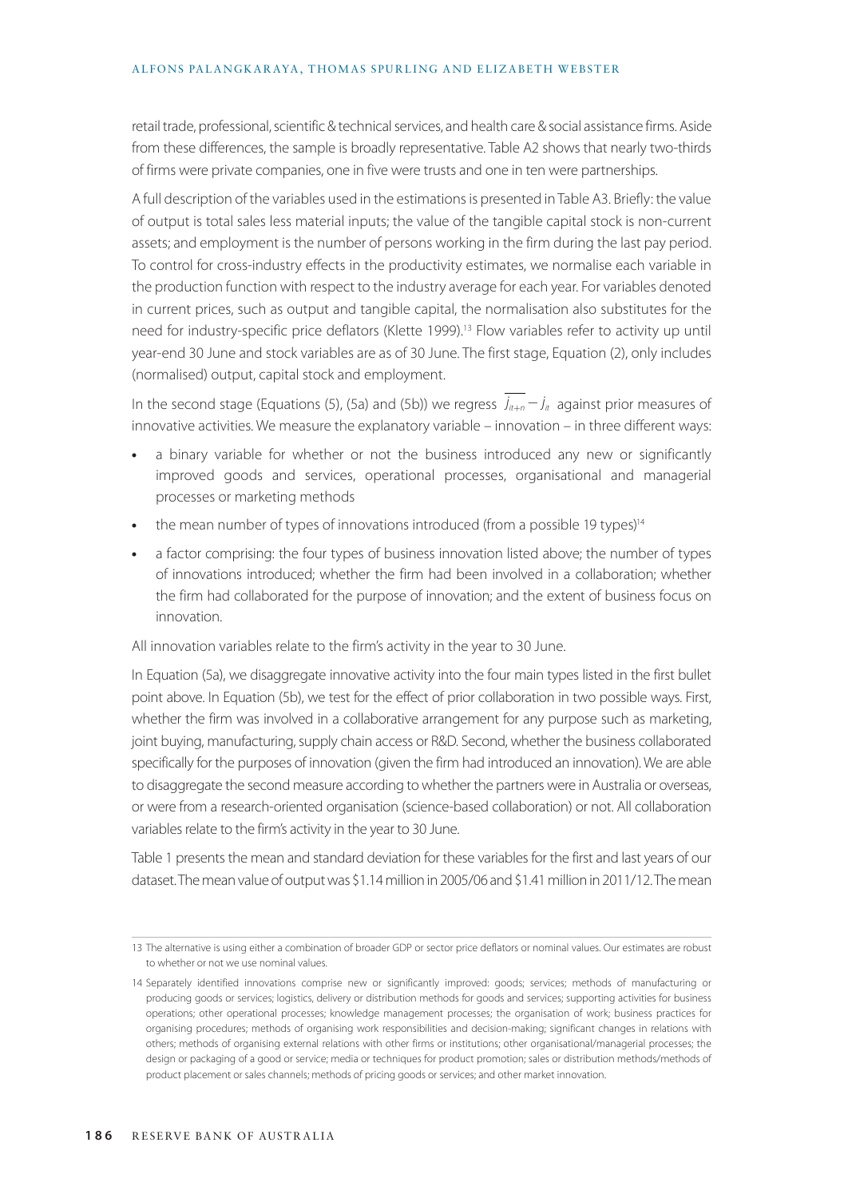retail trade, professional, scientific & technical services, and health care & social assistance firms. Aside from these differences, the sample is broadly representative. Table A2 shows that nearly two-thirds of firms were private companies, one in five were trusts and one in ten were partnerships.

A full description of the variables used in the estimations is presented in Table A3. Briefly: the value of output is total sales less material inputs; the value of the tangible capital stock is non-current assets; and employment is the number of persons working in the firm during the last pay period. To control for cross-industry effects in the productivity estimates, we normalise each variable in the production function with respect to the industry average for each year. For variables denoted in current prices, such as output and tangible capital, the normalisation also substitutes for the need for industry-specific price deflators (Klette 1999).[13] Flow variables refer to activity up until year-end 30 June and stock variables are as of 30 June. The first stage, Equation (2), only includes (normalised) output, capital stock and employment.

In the second stage (Equations (5), (5a) and (5b)) we regress $\overline{j_{it+n}} - j_{it}$ against prior measures of innovative activities. We measure the explanatory variable – innovation – in three different ways:

- a binary variable for whether or not the business introduced any new or significantly improved goods and services, operational processes, organisational and managerial processes or marketing methods
- the mean number of types of innovations introduced (from a possible 19 types)[14]
- a factor comprising: the four types of business innovation listed above; the number of types of innovations introduced; whether the firm had been involved in a collaboration; whether the firm had collaborated for the purpose of innovation; and the extent of business focus on innovation.

All innovation variables relate to the firm's activity in the year to 30 June.

In Equation (5a), we disaggregate innovative activity into the four main types listed in the first bullet point above. In Equation (5b), we test for the effect of prior collaboration in two possible ways. First, whether the firm was involved in a collaborative arrangement for any purpose such as marketing, joint buying, manufacturing, supply chain access or R&D. Second, whether the business collaborated specifically for the purposes of innovation (given the firm had introduced an innovation). We are able to disaggregate the second measure according to whether the partners were in Australia or overseas, or were from a research-oriented organisation (science-based collaboration) or not. All collaboration variables relate to the firm's activity in the year to 30 June.

Table 1 presents the mean and standard deviation for these variables for the first and last years of our dataset. The mean value of output was $1.14 million in 2005/06 and $1.41 million in 2011/12. The mean

13 The alternative is using either a combination of broader GDP or sector price deflators or nominal values. Our estimates are robust to whether or not we use nominal values.

14 Separately identified innovations comprise new or significantly improved: goods; services; methods of manufacturing or producing goods or services; logistics, delivery or distribution methods for goods and services; supporting activities for business operations; other operational processes; knowledge management processes; the organisation of work; business practices for organising procedures; methods of organising work responsibilities and decision-making; significant changes in relations with others; methods of organising external relations with other firms or institutions; other organisational/managerial processes; the design or packaging of a good or service; media or techniques for product promotion; sales or distribution methods/methods of product placement or sales channels; methods of pricing goods or services; and other market innovation.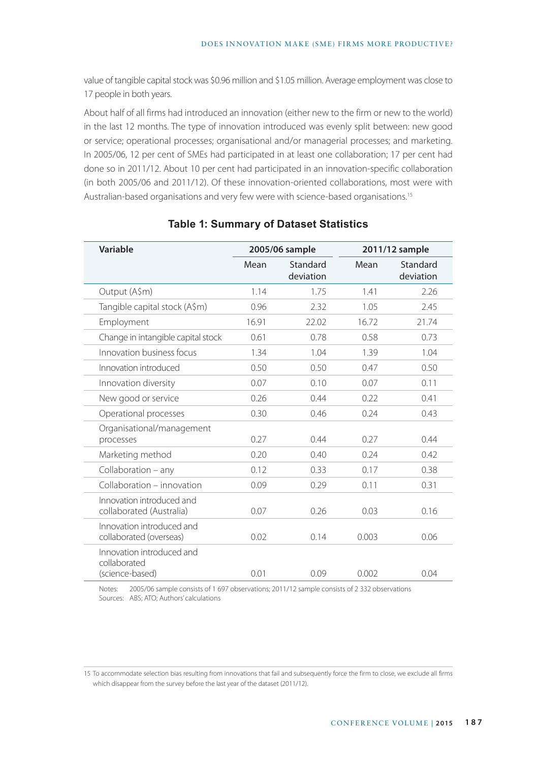value of tangible capital stock was $0.96 million and $1.05 million. Average employment was close to 17 people in both years.

About half of all firms had introduced an innovation (either new to the firm or new to the world) in the last 12 months. The type of innovation introduced was evenly split between: new good or service; operational processes; organisational and/or managerial processes; and marketing. In 2005/06, 12 per cent of SMEs had participated in at least one collaboration; 17 per cent had done so in 2011/12. About 10 per cent had participated in an innovation-specific collaboration (in both 2005/06 and 2011/12). Of these innovation-oriented collaborations, most were with Australian-based organisations and very few were with science-based organisations.[15]

**Table 1: Summary of Dataset Statistics**

| Variable | 2005/06 sample | | 2011/12 sample | |
|---|---|---|---|---|
| | Mean | Standard deviation | Mean | Standard deviation |
| Output (A$m) | 1.14 | 1.75 | 1.41 | 2.26 |
| Tangible capital stock (A$m) | 0.96 | 2.32 | 1.05 | 2.45 |
| Employment | 16.91 | 22.02 | 16.72 | 21.74 |
| Change in intangible capital stock | 0.61 | 0.78 | 0.58 | 0.73 |
| Innovation business focus | 1.34 | 1.04 | 1.39 | 1.04 |
| Innovation introduced | 0.50 | 0.50 | 0.47 | 0.50 |
| Innovation diversity | 0.07 | 0.10 | 0.07 | 0.11 |
| New good or service | 0.26 | 0.44 | 0.22 | 0.41 |
| Operational processes | 0.30 | 0.46 | 0.24 | 0.43 |
| Organisational/management processes | 0.27 | 0.44 | 0.27 | 0.44 |
| Marketing method | 0.20 | 0.40 | 0.24 | 0.42 |
| Collaboration – any | 0.12 | 0.33 | 0.17 | 0.38 |
| Collaboration – innovation | 0.09 | 0.29 | 0.11 | 0.31 |
| Innovation introduced and collaborated (Australia) | 0.07 | 0.26 | 0.03 | 0.16 |
| Innovation introduced and collaborated (overseas) | 0.02 | 0.14 | 0.003 | 0.06 |
| Innovation introduced and collaborated (science-based) | 0.01 | 0.09 | 0.002 | 0.04 |

Notes: 2005/06 sample consists of 1 697 observations; 2011/12 sample consists of 2 332 observations
Sources: ABS; ATO; Authors' calculations

15 To accommodate selection bias resulting from innovations that fail and subsequently force the firm to close, we exclude all firms which disappear from the survey before the last year of the dataset (2011/12).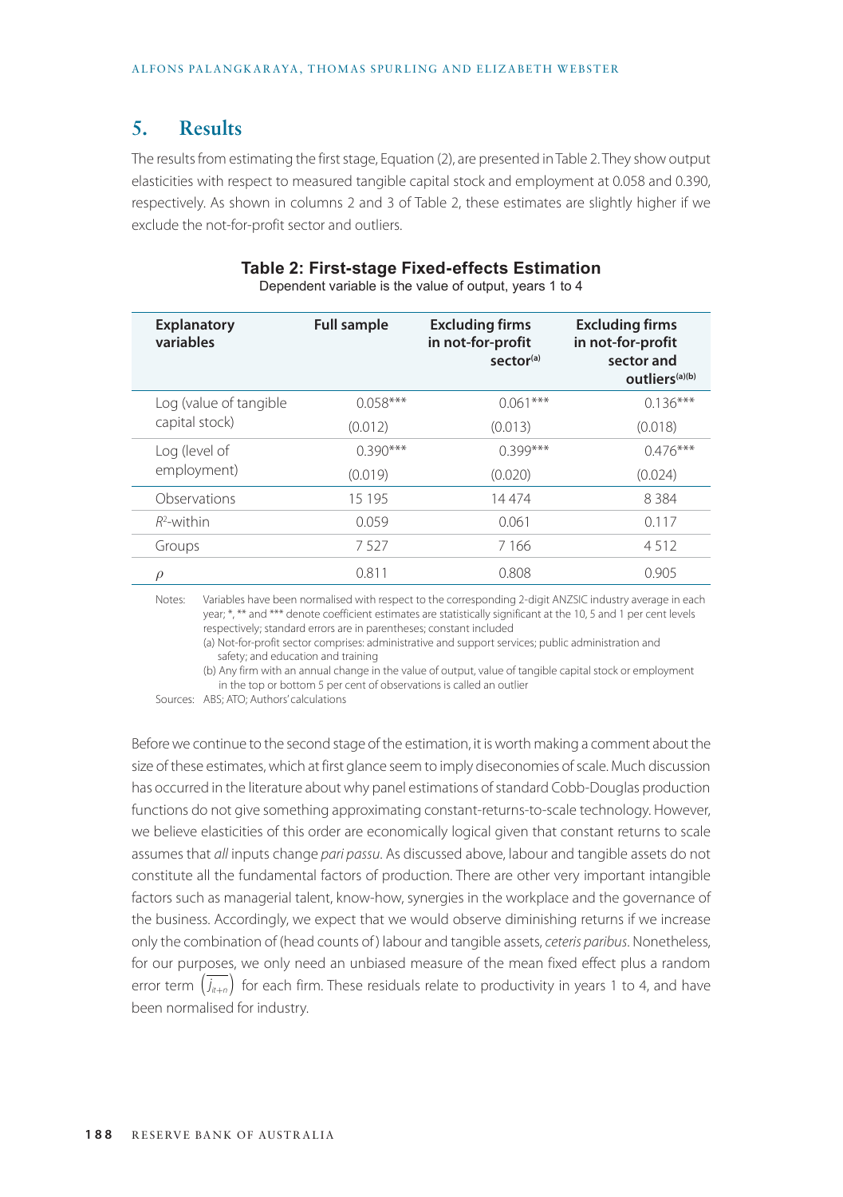## 5. Results

The results from estimating the first stage, Equation (2), are presented in Table 2. They show output elasticities with respect to measured tangible capital stock and employment at 0.058 and 0.390, respectively. As shown in columns 2 and 3 of Table 2, these estimates are slightly higher if we exclude the not-for-profit sector and outliers.

**Table 2: First-stage Fixed-effects Estimation**
Dependent variable is the value of output, years 1 to 4

| Explanatory variables | Full sample | Excluding firms in not-for-profit sector[(a)] | Excluding firms in not-for-profit sector and outliers[(a)(b)] |
|---|---|---|---|
| Log (value of tangible capital stock) | 0.058*** | 0.061*** | 0.136*** |
| | (0.012) | (0.013) | (0.018) |
| Log (level of employment) | 0.390*** | 0.399*** | 0.476*** |
| | (0.019) | (0.020) | (0.024) |
| Observations | 15 195 | 14 474 | 8 384 |
| $R^2$-within | 0.059 | 0.061 | 0.117 |
| Groups | 7 527 | 7 166 | 4 512 |
| $\rho$ | 0.811 | 0.808 | 0.905 |

Notes: Variables have been normalised with respect to the corresponding 2-digit ANZSIC industry average in each year; *, ** and *** denote coefficient estimates are statistically significant at the 10, 5 and 1 per cent levels respectively; standard errors are in parentheses; constant included
(a) Not-for-profit sector comprises: administrative and support services; public administration and safety; and education and training
(b) Any firm with an annual change in the value of output, value of tangible capital stock or employment in the top or bottom 5 per cent of observations is called an outlier

Sources: ABS; ATO; Authors' calculations

Before we continue to the second stage of the estimation, it is worth making a comment about the size of these estimates, which at first glance seem to imply diseconomies of scale. Much discussion has occurred in the literature about why panel estimations of standard Cobb-Douglas production functions do not give something approximating constant-returns-to-scale technology. However, we believe elasticities of this order are economically logical given that constant returns to scale assumes that *all* inputs change *pari passu*. As discussed above, labour and tangible assets do not constitute all the fundamental factors of production. There are other very important intangible factors such as managerial talent, know-how, synergies in the workplace and the governance of the business. Accordingly, we expect that we would observe diminishing returns if we increase only the combination of (head counts of) labour and tangible assets, *ceteris paribus*. Nonetheless, for our purposes, we only need an unbiased measure of the mean fixed effect plus a random error term $\left(\overline{j_{it+n}}\right)$ for each firm. These residuals relate to productivity in years 1 to 4, and have been normalised for industry.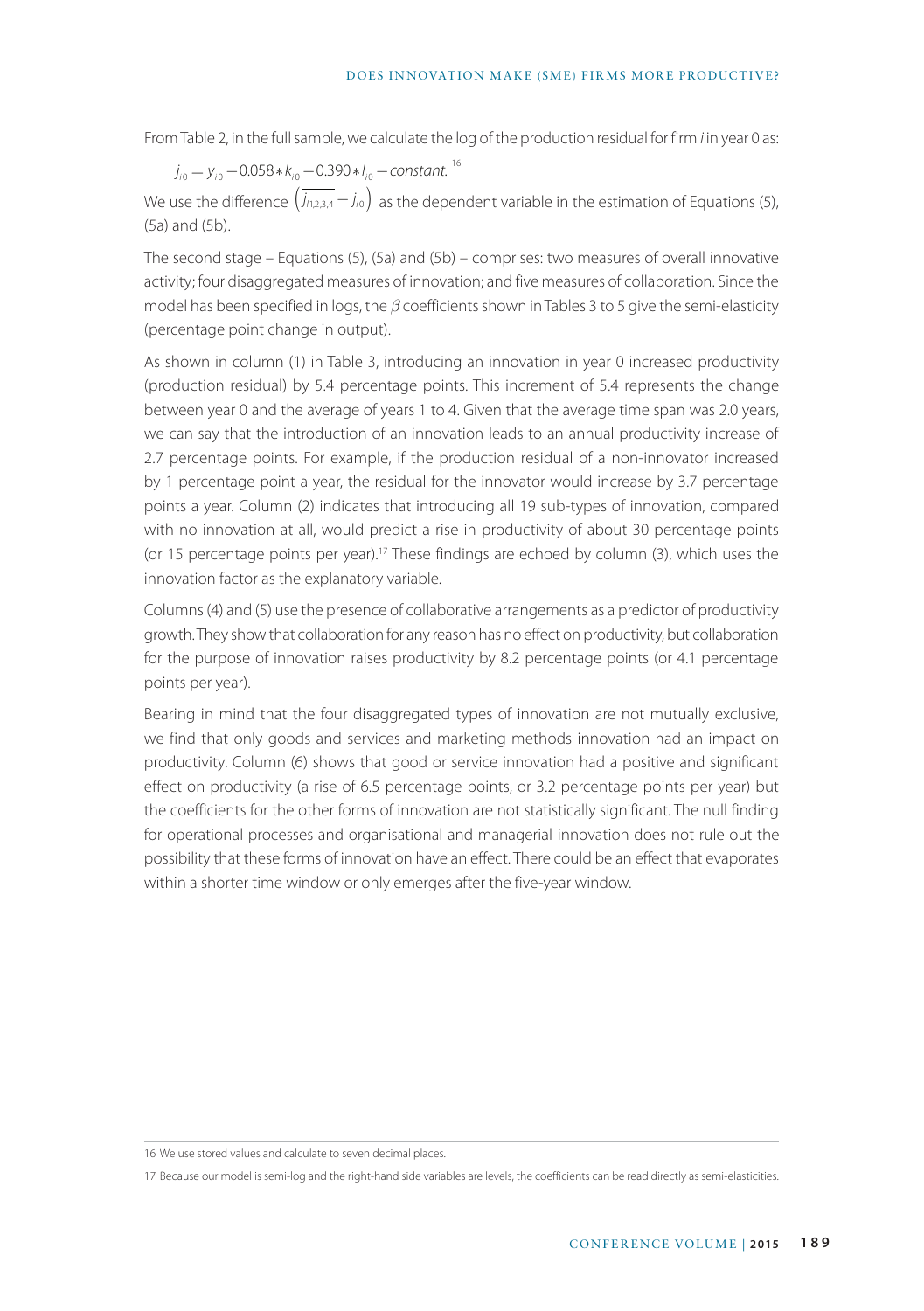From Table 2, in the full sample, we calculate the log of the production residual for firm *i* in year 0 as:

$$j_{i0} = y_{i0} - 0.058 * k_{i0} - 0.390 * l_{i0} - constant.$$ [16]

We use the difference $\left(\overline{j_{i1,2,3,4}} - j_{i0}\right)$ as the dependent variable in the estimation of Equations (5), (5a) and (5b).

The second stage – Equations (5), (5a) and (5b) – comprises: two measures of overall innovative activity; four disaggregated measures of innovation; and five measures of collaboration. Since the model has been specified in logs, the $\beta$ coefficients shown in Tables 3 to 5 give the semi-elasticity (percentage point change in output).

As shown in column (1) in Table 3, introducing an innovation in year 0 increased productivity (production residual) by 5.4 percentage points. This increment of 5.4 represents the change between year 0 and the average of years 1 to 4. Given that the average time span was 2.0 years, we can say that the introduction of an innovation leads to an annual productivity increase of 2.7 percentage points. For example, if the production residual of a non-innovator increased by 1 percentage point a year, the residual for the innovator would increase by 3.7 percentage points a year. Column (2) indicates that introducing all 19 sub-types of innovation, compared with no innovation at all, would predict a rise in productivity of about 30 percentage points (or 15 percentage points per year).[17] These findings are echoed by column (3), which uses the innovation factor as the explanatory variable.

Columns (4) and (5) use the presence of collaborative arrangements as a predictor of productivity growth. They show that collaboration for any reason has no effect on productivity, but collaboration for the purpose of innovation raises productivity by 8.2 percentage points (or 4.1 percentage points per year).

Bearing in mind that the four disaggregated types of innovation are not mutually exclusive, we find that only goods and services and marketing methods innovation had an impact on productivity. Column (6) shows that good or service innovation had a positive and significant effect on productivity (a rise of 6.5 percentage points, or 3.2 percentage points per year) but the coefficients for the other forms of innovation are not statistically significant. The null finding for operational processes and organisational and managerial innovation does not rule out the possibility that these forms of innovation have an effect. There could be an effect that evaporates within a shorter time window or only emerges after the five-year window.

---

16 We use stored values and calculate to seven decimal places.

17 Because our model is semi-log and the right-hand side variables are levels, the coefficients can be read directly as semi-elasticities.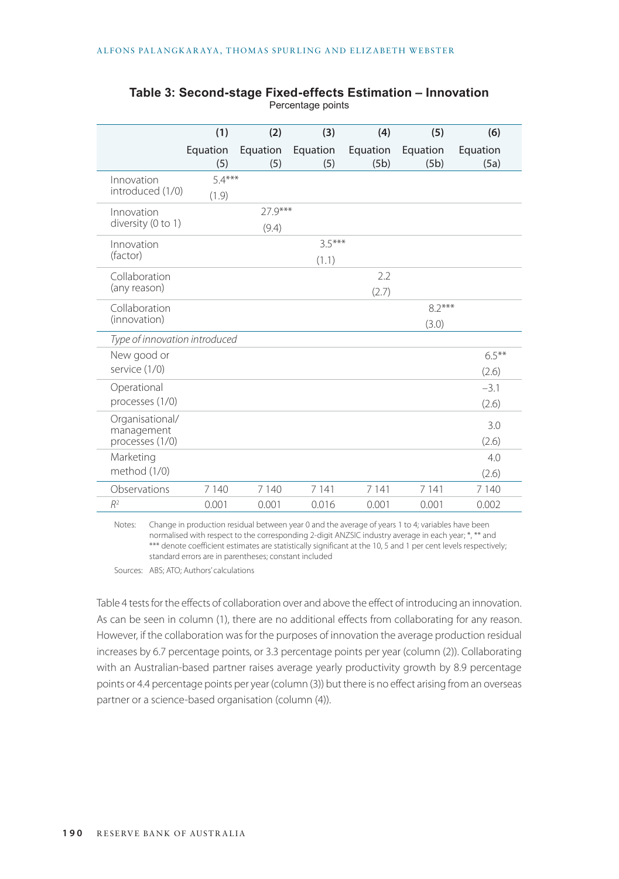**Table 3: Second-stage Fixed-effects Estimation – Innovation**

Percentage points

| | (1) Equation (5) | (2) Equation (5) | (3) Equation (5) | (4) Equation (5b) | (5) Equation (5b) | (6) Equation (5a) |
|---|---|---|---|---|---|---|
| Innovation introduced (1/0) | 5.4***<br>(1.9) | | | | | |
| Innovation diversity (0 to 1) | | 27.9***<br>(9.4) | | | | |
| Innovation (factor) | | | 3.5***<br>(1.1) | | | |
| Collaboration (any reason) | | | | 2.2<br>(2.7) | | |
| Collaboration (innovation) | | | | | 8.2***<br>(3.0) | |
| *Type of innovation introduced* | | | | | | |
| New good or service (1/0) | | | | | | 6.5**<br>(2.6) |
| Operational processes (1/0) | | | | | | –3.1<br>(2.6) |
| Organisational/ management processes (1/0) | | | | | | 3.0<br>(2.6) |
| Marketing method (1/0) | | | | | | 4.0<br>(2.6) |
| Observations | 7 140 | 7 140 | 7 141 | 7 141 | 7 141 | 7 140 |
| $R^2$ | 0.001 | 0.001 | 0.016 | 0.001 | 0.001 | 0.002 |

Notes: Change in production residual between year 0 and the average of years 1 to 4; variables have been normalised with respect to the corresponding 2-digit ANZSIC industry average in each year; *, ** and *** denote coefficient estimates are statistically significant at the 10, 5 and 1 per cent levels respectively; standard errors are in parentheses; constant included

Sources: ABS; ATO; Authors' calculations

Table 4 tests for the effects of collaboration over and above the effect of introducing an innovation. As can be seen in column (1), there are no additional effects from collaborating for any reason. However, if the collaboration was for the purposes of innovation the average production residual increases by 6.7 percentage points, or 3.3 percentage points per year (column (2)). Collaborating with an Australian-based partner raises average yearly productivity growth by 8.9 percentage points or 4.4 percentage points per year (column (3)) but there is no effect arising from an overseas partner or a science-based organisation (column (4)).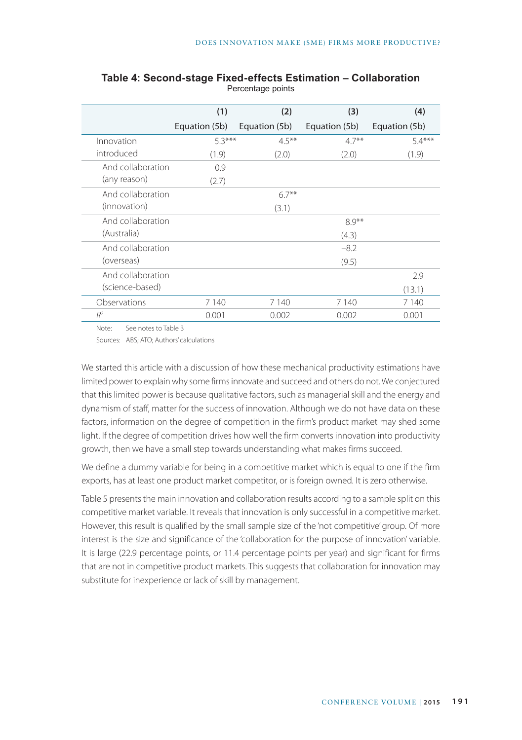**Table 4: Second-stage Fixed-effects Estimation – Collaboration**
Percentage points

| | (1) Equation (5b) | (2) Equation (5b) | (3) Equation (5b) | (4) Equation (5b) |
|---|---|---|---|---|
| Innovation introduced | 5.3***<br>(1.9) | 4.5**<br>(2.0) | 4.7**<br>(2.0) | 5.4***<br>(1.9) |
| And collaboration (any reason) | 0.9<br>(2.7) | | | |
| And collaboration (innovation) | | 6.7**<br>(3.1) | | |
| And collaboration (Australia) | | | 8.9**<br>(4.3) | |
| And collaboration (overseas) | | | −8.2<br>(9.5) | |
| And collaboration (science-based) | | | | 2.9<br>(13.1) |
| Observations | 7 140 | 7 140 | 7 140 | 7 140 |
| $R^2$ | 0.001 | 0.002 | 0.002 | 0.001 |

Note: See notes to Table 3

Sources: ABS; ATO; Authors' calculations

We started this article with a discussion of how these mechanical productivity estimations have limited power to explain why some firms innovate and succeed and others do not. We conjectured that this limited power is because qualitative factors, such as managerial skill and the energy and dynamism of staff, matter for the success of innovation. Although we do not have data on these factors, information on the degree of competition in the firm's product market may shed some light. If the degree of competition drives how well the firm converts innovation into productivity growth, then we have a small step towards understanding what makes firms succeed.

We define a dummy variable for being in a competitive market which is equal to one if the firm exports, has at least one product market competitor, or is foreign owned. It is zero otherwise.

Table 5 presents the main innovation and collaboration results according to a sample split on this competitive market variable. It reveals that innovation is only successful in a competitive market. However, this result is qualified by the small sample size of the 'not competitive' group. Of more interest is the size and significance of the 'collaboration for the purpose of innovation' variable. It is large (22.9 percentage points, or 11.4 percentage points per year) and significant for firms that are not in competitive product markets. This suggests that collaboration for innovation may substitute for inexperience or lack of skill by management.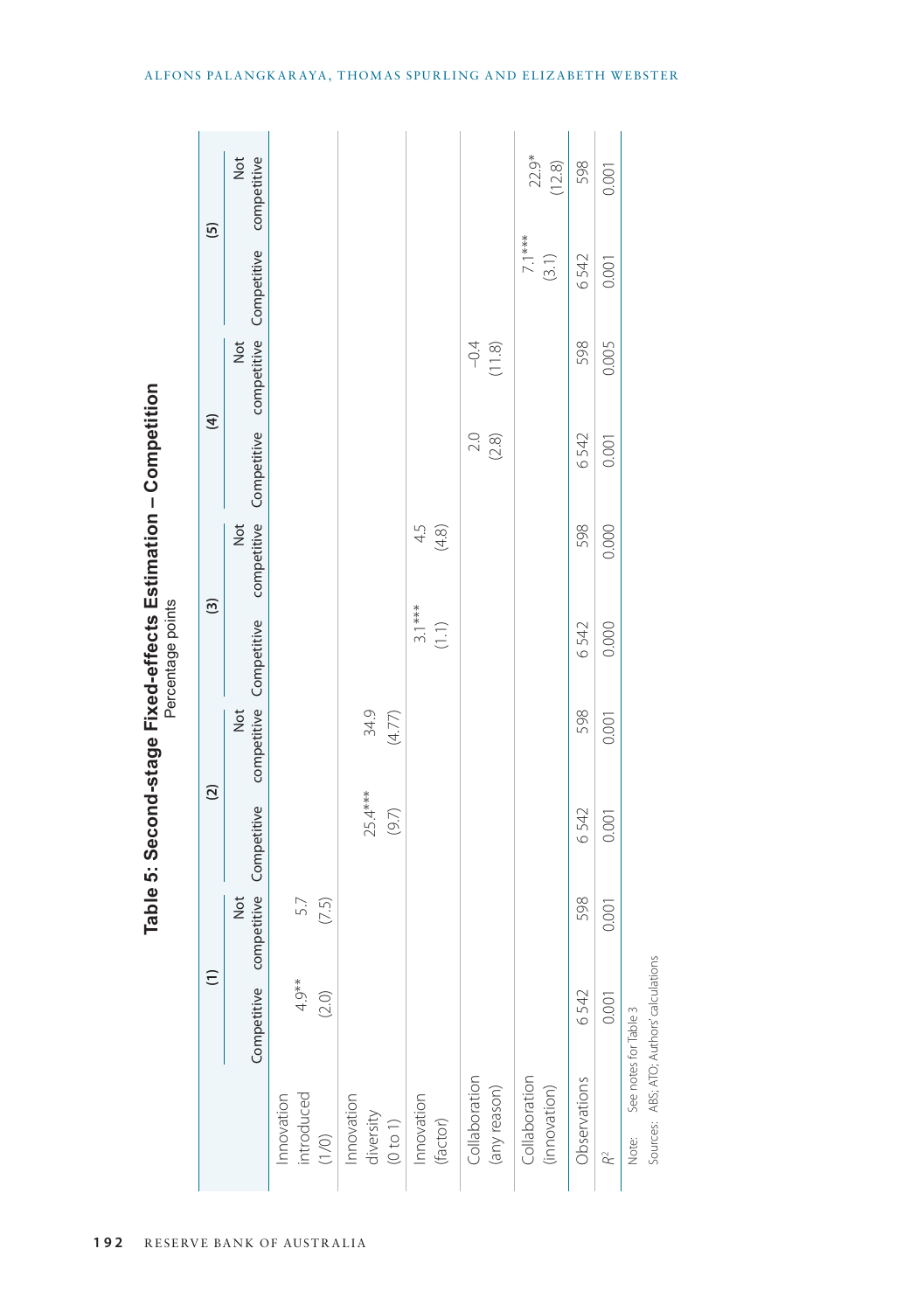## Table 5: Second-stage Fixed-effects Estimation – Competition

Percentage points

| | (1) | | (2) | | (3) | | (4) | | (5) | |
|---|---|---|---|---|---|---|---|---|---|---|
| | Competitive | Not competitive | Competitive | Not competitive | Competitive | Not competitive | Competitive | Not competitive | Competitive | Not competitive |
| Innovation introduced (1/0) | 4.9** | 5.7 | | | | | | | | |
| | (2.0) | (7.5) | | | | | | | | |
| Innovation diversity (0 to 1) | | | 25.4*** | 34.9 | | | | | | |
| | | | (9.7) | (4.77) | | | | | | |
| Innovation (factor) | | | | | 3.1*** | 4.5 | | | | |
| | | | | | (1.1) | (4.8) | | | | |
| Collaboration (any reason) | | | | | | | 2.0 | –0.4 | | |
| | | | | | | | (2.8) | (11.8) | | |
| Collaboration (innovation) | | | | | | | | | 7.1*** | 22.9* |
| | | | | | | | | | (3.1) | (12.8) |
| Observations | 6 542 | 598 | 6 542 | 598 | 6 542 | 598 | 6 542 | 598 | 6 542 | 598 |
| $R^2$ | 0.001 | 0.001 | 0.001 | 0.001 | 0.000 | 0.000 | 0.001 | 0.005 | 0.001 | 0.001 |

Note: See notes for Table 3

Sources: ABS; ATO; Authors' calculations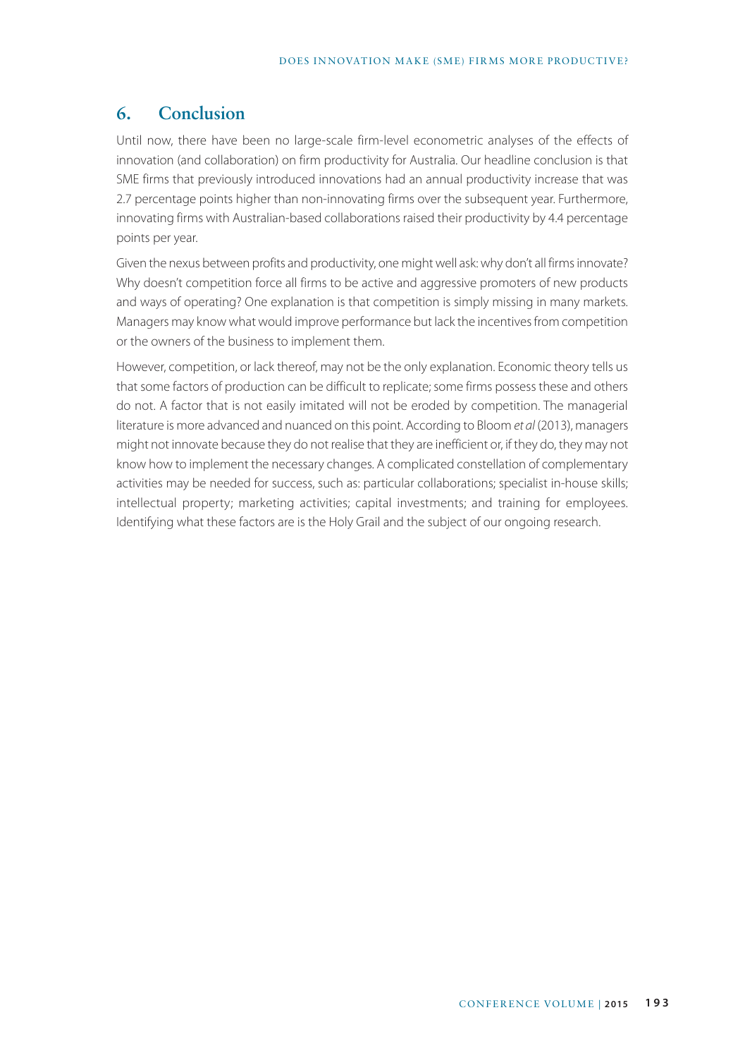## 6. Conclusion

Until now, there have been no large-scale firm-level econometric analyses of the effects of innovation (and collaboration) on firm productivity for Australia. Our headline conclusion is that SME firms that previously introduced innovations had an annual productivity increase that was 2.7 percentage points higher than non-innovating firms over the subsequent year. Furthermore, innovating firms with Australian-based collaborations raised their productivity by 4.4 percentage points per year.

Given the nexus between profits and productivity, one might well ask: why don't all firms innovate? Why doesn't competition force all firms to be active and aggressive promoters of new products and ways of operating? One explanation is that competition is simply missing in many markets. Managers may know what would improve performance but lack the incentives from competition or the owners of the business to implement them.

However, competition, or lack thereof, may not be the only explanation. Economic theory tells us that some factors of production can be difficult to replicate; some firms possess these and others do not. A factor that is not easily imitated will not be eroded by competition. The managerial literature is more advanced and nuanced on this point. According to Bloom *et al* (2013), managers might not innovate because they do not realise that they are inefficient or, if they do, they may not know how to implement the necessary changes. A complicated constellation of complementary activities may be needed for success, such as: particular collaborations; specialist in-house skills; intellectual property; marketing activities; capital investments; and training for employees. Identifying what these factors are is the Holy Grail and the subject of our ongoing research.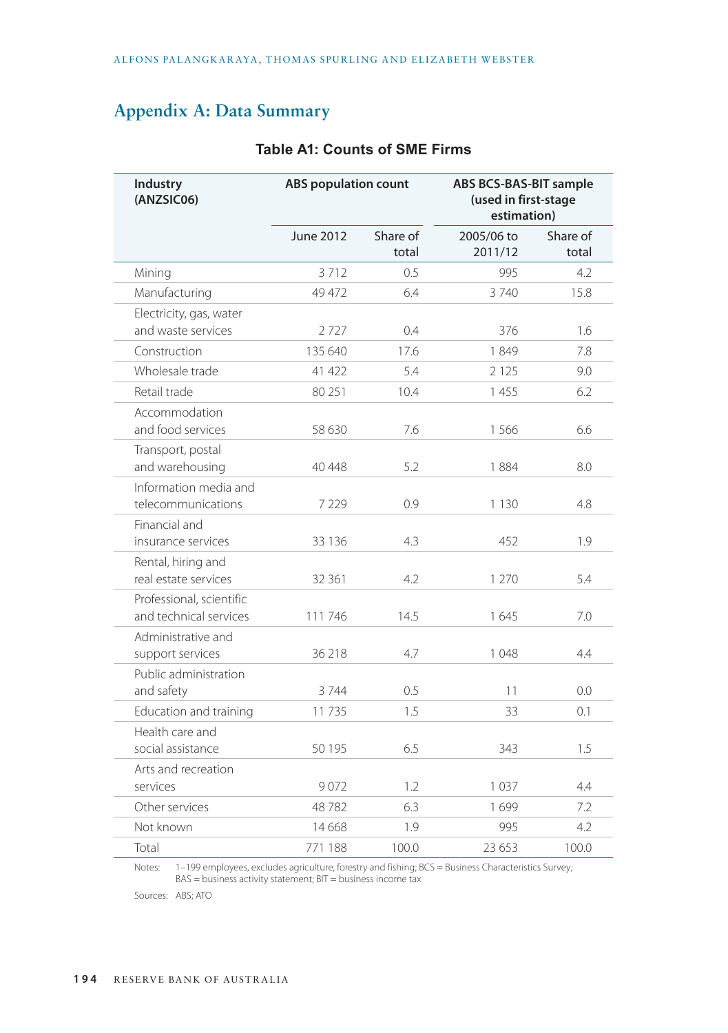# Appendix A: Data Summary

**Table A1: Counts of SME Firms**

| Industry (ANZSIC06) | ABS population count | | ABS BCS-BAS-BIT sample (used in first-stage estimation) | |
|---|---|---|---|---|
| | June 2012 | Share of total | 2005/06 to 2011/12 | Share of total |
| Mining | 3 712 | 0.5 | 995 | 4.2 |
| Manufacturing | 49 472 | 6.4 | 3 740 | 15.8 |
| Electricity, gas, water and waste services | 2 727 | 0.4 | 376 | 1.6 |
| Construction | 135 640 | 17.6 | 1 849 | 7.8 |
| Wholesale trade | 41 422 | 5.4 | 2 125 | 9.0 |
| Retail trade | 80 251 | 10.4 | 1 455 | 6.2 |
| Accommodation and food services | 58 630 | 7.6 | 1 566 | 6.6 |
| Transport, postal and warehousing | 40 448 | 5.2 | 1 884 | 8.0 |
| Information media and telecommunications | 7 229 | 0.9 | 1 130 | 4.8 |
| Financial and insurance services | 33 136 | 4.3 | 452 | 1.9 |
| Rental, hiring and real estate services | 32 361 | 4.2 | 1 270 | 5.4 |
| Professional, scientific and technical services | 111 746 | 14.5 | 1 645 | 7.0 |
| Administrative and support services | 36 218 | 4.7 | 1 048 | 4.4 |
| Public administration and safety | 3 744 | 0.5 | 11 | 0.0 |
| Education and training | 11 735 | 1.5 | 33 | 0.1 |
| Health care and social assistance | 50 195 | 6.5 | 343 | 1.5 |
| Arts and recreation services | 9 072 | 1.2 | 1 037 | 4.4 |
| Other services | 48 782 | 6.3 | 1 699 | 7.2 |
| Not known | 14 668 | 1.9 | 995 | 4.2 |
| Total | 771 188 | 100.0 | 23 653 | 100.0 |

Notes: 1–199 employees, excludes agriculture, forestry and fishing; BCS = Business Characteristics Survey; BAS = business activity statement; BIT = business income tax

Sources: ABS; ATO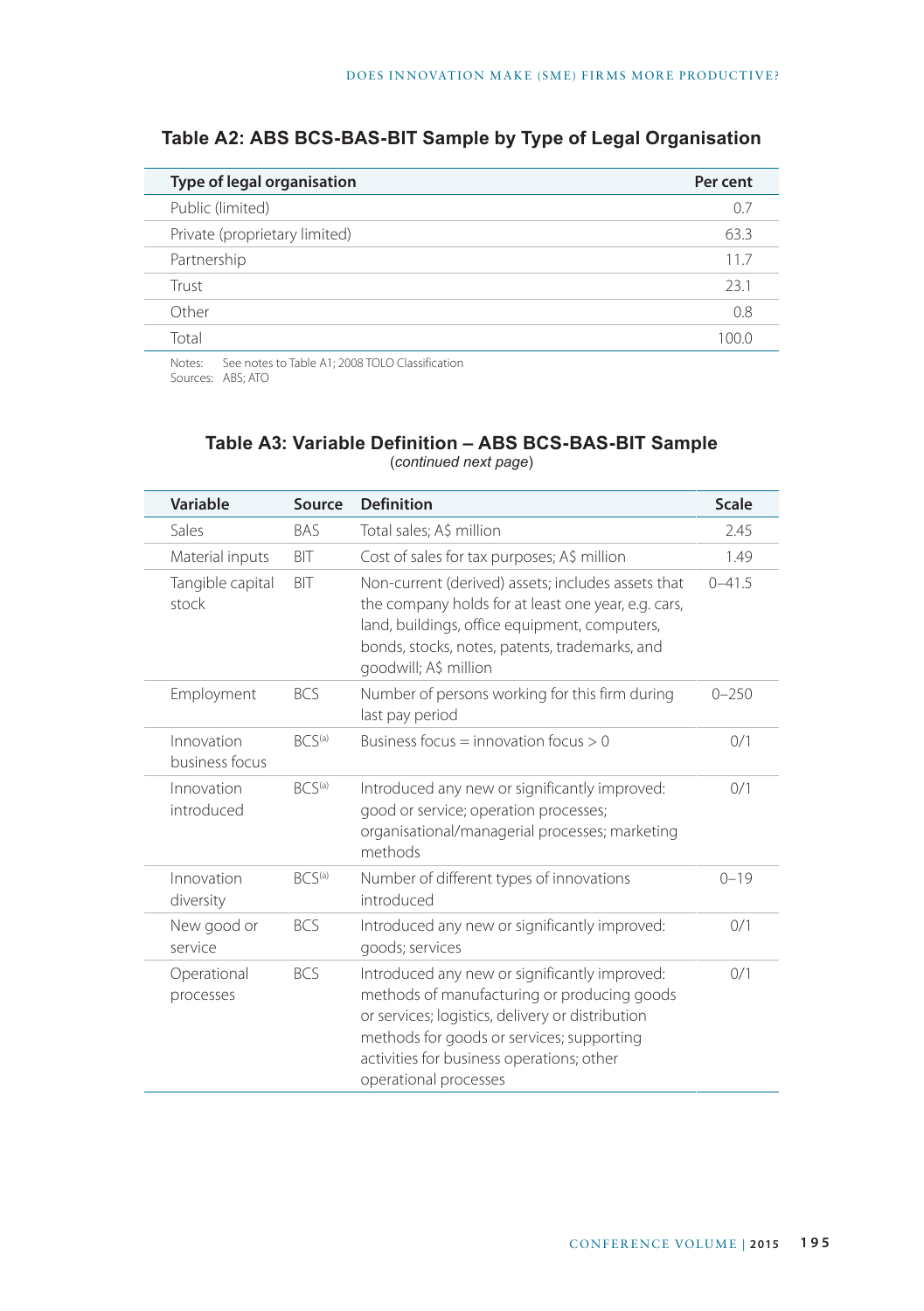## Table A2: ABS BCS-BAS-BIT Sample by Type of Legal Organisation

| Type of legal organisation | Per cent |
|---|---|
| Public (limited) | 0.7 |
| Private (proprietary limited) | 63.3 |
| Partnership | 11.7 |
| Trust | 23.1 |
| Other | 0.8 |
| Total | 100.0 |

Notes: See notes to Table A1; 2008 TOLO Classification
Sources: ABS; ATO

## Table A3: Variable Definition – ABS BCS-BAS-BIT Sample

(*continued next page*)

| Variable | Source | Definition | Scale |
|---|---|---|---|
| Sales | BAS | Total sales; A$ million | 2.45 |
| Material inputs | BIT | Cost of sales for tax purposes; A$ million | 1.49 |
| Tangible capital stock | BIT | Non-current (derived) assets; includes assets that the company holds for at least one year, e.g. cars, land, buildings, office equipment, computers, bonds, stocks, notes, patents, trademarks, and goodwill; A$ million | 0–41.5 |
| Employment | BCS | Number of persons working for this firm during last pay period | 0–250 |
| Innovation business focus | BCS[(a)] | Business focus = innovation focus > 0 | 0/1 |
| Innovation introduced | BCS[(a)] | Introduced any new or significantly improved: good or service; operation processes; organisational/managerial processes; marketing methods | 0/1 |
| Innovation diversity | BCS[(a)] | Number of different types of innovations introduced | 0–19 |
| New good or service | BCS | Introduced any new or significantly improved: goods; services | 0/1 |
| Operational processes | BCS | Introduced any new or significantly improved: methods of manufacturing or producing goods or services; logistics, delivery or distribution methods for goods or services; supporting activities for business operations; other operational processes | 0/1 |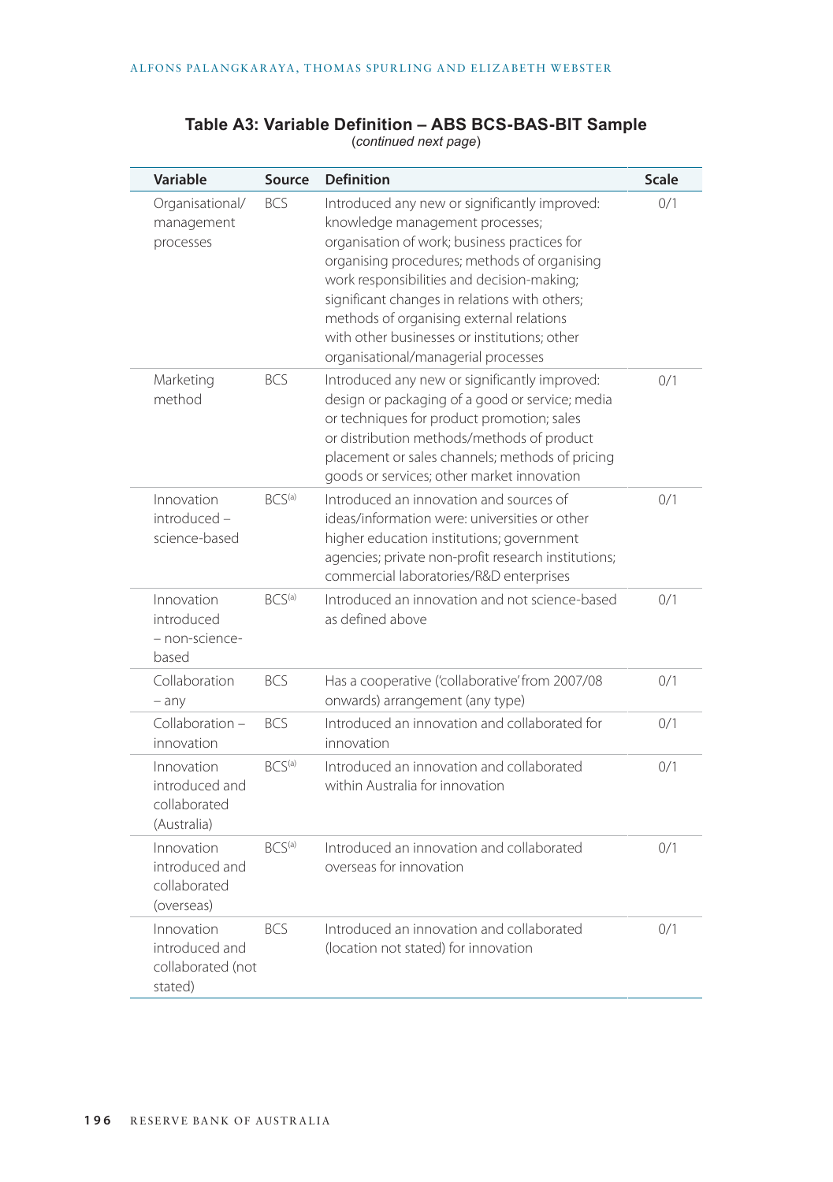**Table A3: Variable Definition – ABS BCS-BAS-BIT Sample**
(*continued next page*)

| Variable | Source | Definition | Scale |
|---|---|---|---|
| Organisational/ management processes | BCS | Introduced any new or significantly improved: knowledge management processes; organisation of work; business practices for organising procedures; methods of organising work responsibilities and decision-making; significant changes in relations with others; methods of organising external relations with other businesses or institutions; other organisational/managerial processes | 0/1 |
| Marketing method | BCS | Introduced any new or significantly improved: design or packaging of a good or service; media or techniques for product promotion; sales or distribution methods/methods of product placement or sales channels; methods of pricing goods or services; other market innovation | 0/1 |
| Innovation introduced – science-based | BCS[(a)] | Introduced an innovation and sources of ideas/information were: universities or other higher education institutions; government agencies; private non-profit research institutions; commercial laboratories/R&D enterprises | 0/1 |
| Innovation introduced – non-science-based | BCS[(a)] | Introduced an innovation and not science-based as defined above | 0/1 |
| Collaboration – any | BCS | Has a cooperative ('collaborative' from 2007/08 onwards) arrangement (any type) | 0/1 |
| Collaboration – innovation | BCS | Introduced an innovation and collaborated for innovation | 0/1 |
| Innovation introduced and collaborated (Australia) | BCS[(a)] | Introduced an innovation and collaborated within Australia for innovation | 0/1 |
| Innovation introduced and collaborated (overseas) | BCS[(a)] | Introduced an innovation and collaborated overseas for innovation | 0/1 |
| Innovation introduced and collaborated (not stated) | BCS | Introduced an innovation and collaborated (location not stated) for innovation | 0/1 |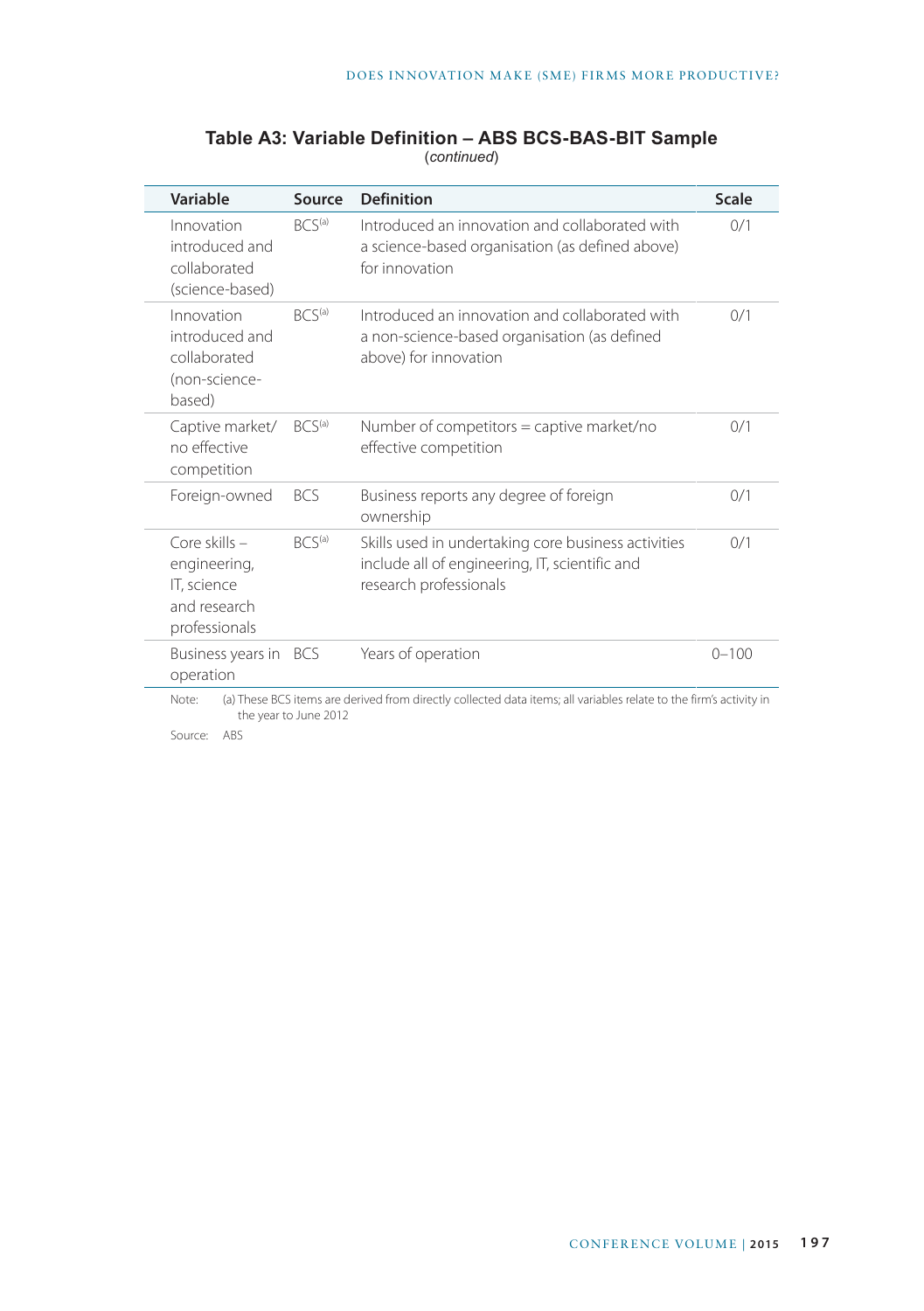**Table A3: Variable Definition – ABS BCS-BAS-BIT Sample**
(*continued*)

| Variable | Source | Definition | Scale |
|---|---|---|---|
| Innovation introduced and collaborated (science-based) | BCS[(a)] | Introduced an innovation and collaborated with a science-based organisation (as defined above) for innovation | 0/1 |
| Innovation introduced and collaborated (non-science-based) | BCS[(a)] | Introduced an innovation and collaborated with a non-science-based organisation (as defined above) for innovation | 0/1 |
| Captive market/ no effective competition | BCS[(a)] | Number of competitors = captive market/no effective competition | 0/1 |
| Foreign-owned | BCS | Business reports any degree of foreign ownership | 0/1 |
| Core skills – engineering, IT, science and research professionals | BCS[(a)] | Skills used in undertaking core business activities include all of engineering, IT, scientific and research professionals | 0/1 |
| Business years in operation | BCS | Years of operation | 0–100 |

Note: (a) These BCS items are derived from directly collected data items; all variables relate to the firm's activity in the year to June 2012

Source: ABS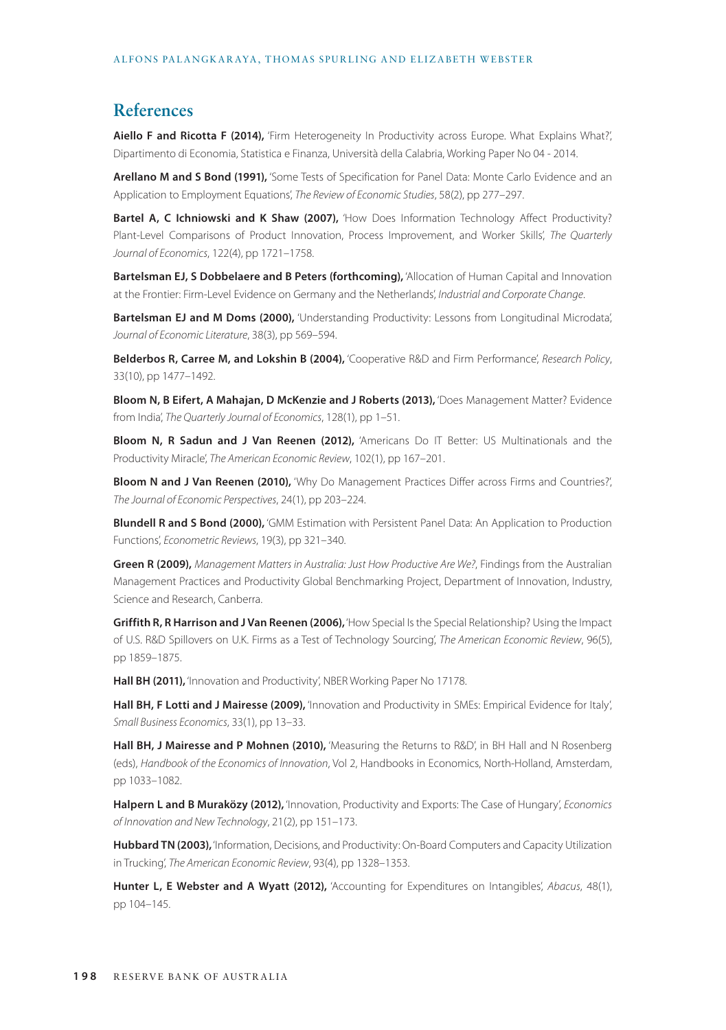## References

**Aiello F and Ricotta F (2014),** 'Firm Heterogeneity In Productivity across Europe. What Explains What?', Dipartimento di Economia, Statistica e Finanza, Università della Calabria, Working Paper No 04 - 2014.

**Arellano M and S Bond (1991),** 'Some Tests of Specification for Panel Data: Monte Carlo Evidence and an Application to Employment Equations', *The Review of Economic Studies*, 58(2), pp 277–297.

**Bartel A, C Ichniowski and K Shaw (2007),** 'How Does Information Technology Affect Productivity? Plant-Level Comparisons of Product Innovation, Process Improvement, and Worker Skills', *The Quarterly Journal of Economics*, 122(4), pp 1721–1758.

**Bartelsman EJ, S Dobbelaere and B Peters (forthcoming),** 'Allocation of Human Capital and Innovation at the Frontier: Firm-Level Evidence on Germany and the Netherlands', *Industrial and Corporate Change*.

**Bartelsman EJ and M Doms (2000),** 'Understanding Productivity: Lessons from Longitudinal Microdata', *Journal of Economic Literature*, 38(3), pp 569–594.

**Belderbos R, Carree M, and Lokshin B (2004),** 'Cooperative R&D and Firm Performance', *Research Policy*, 33(10), pp 1477–1492.

**Bloom N, B Eifert, A Mahajan, D McKenzie and J Roberts (2013),** 'Does Management Matter? Evidence from India', *The Quarterly Journal of Economics*, 128(1), pp 1–51.

**Bloom N, R Sadun and J Van Reenen (2012),** 'Americans Do IT Better: US Multinationals and the Productivity Miracle', *The American Economic Review*, 102(1), pp 167–201.

**Bloom N and J Van Reenen (2010),** 'Why Do Management Practices Differ across Firms and Countries?', *The Journal of Economic Perspectives*, 24(1), pp 203–224.

**Blundell R and S Bond (2000),** 'GMM Estimation with Persistent Panel Data: An Application to Production Functions', *Econometric Reviews*, 19(3), pp 321–340.

**Green R (2009),** *Management Matters in Australia: Just How Productive Are We?*, Findings from the Australian Management Practices and Productivity Global Benchmarking Project, Department of Innovation, Industry, Science and Research, Canberra.

**Griffith R, R Harrison and J Van Reenen (2006),** 'How Special Is the Special Relationship? Using the Impact of U.S. R&D Spillovers on U.K. Firms as a Test of Technology Sourcing', *The American Economic Review*, 96(5), pp 1859–1875.

**Hall BH (2011),** 'Innovation and Productivity', NBER Working Paper No 17178.

**Hall BH, F Lotti and J Mairesse (2009),** 'Innovation and Productivity in SMEs: Empirical Evidence for Italy', *Small Business Economics*, 33(1), pp 13–33.

**Hall BH, J Mairesse and P Mohnen (2010),** 'Measuring the Returns to R&D', in BH Hall and N Rosenberg (eds), *Handbook of the Economics of Innovation*, Vol 2, Handbooks in Economics, North-Holland, Amsterdam, pp 1033–1082.

**Halpern L and B Muraközy (2012),** 'Innovation, Productivity and Exports: The Case of Hungary', *Economics of Innovation and New Technology*, 21(2), pp 151–173.

**Hubbard TN (2003),** 'Information, Decisions, and Productivity: On-Board Computers and Capacity Utilization in Trucking', *The American Economic Review*, 93(4), pp 1328–1353.

**Hunter L, E Webster and A Wyatt (2012),** 'Accounting for Expenditures on Intangibles', *Abacus*, 48(1), pp 104–145.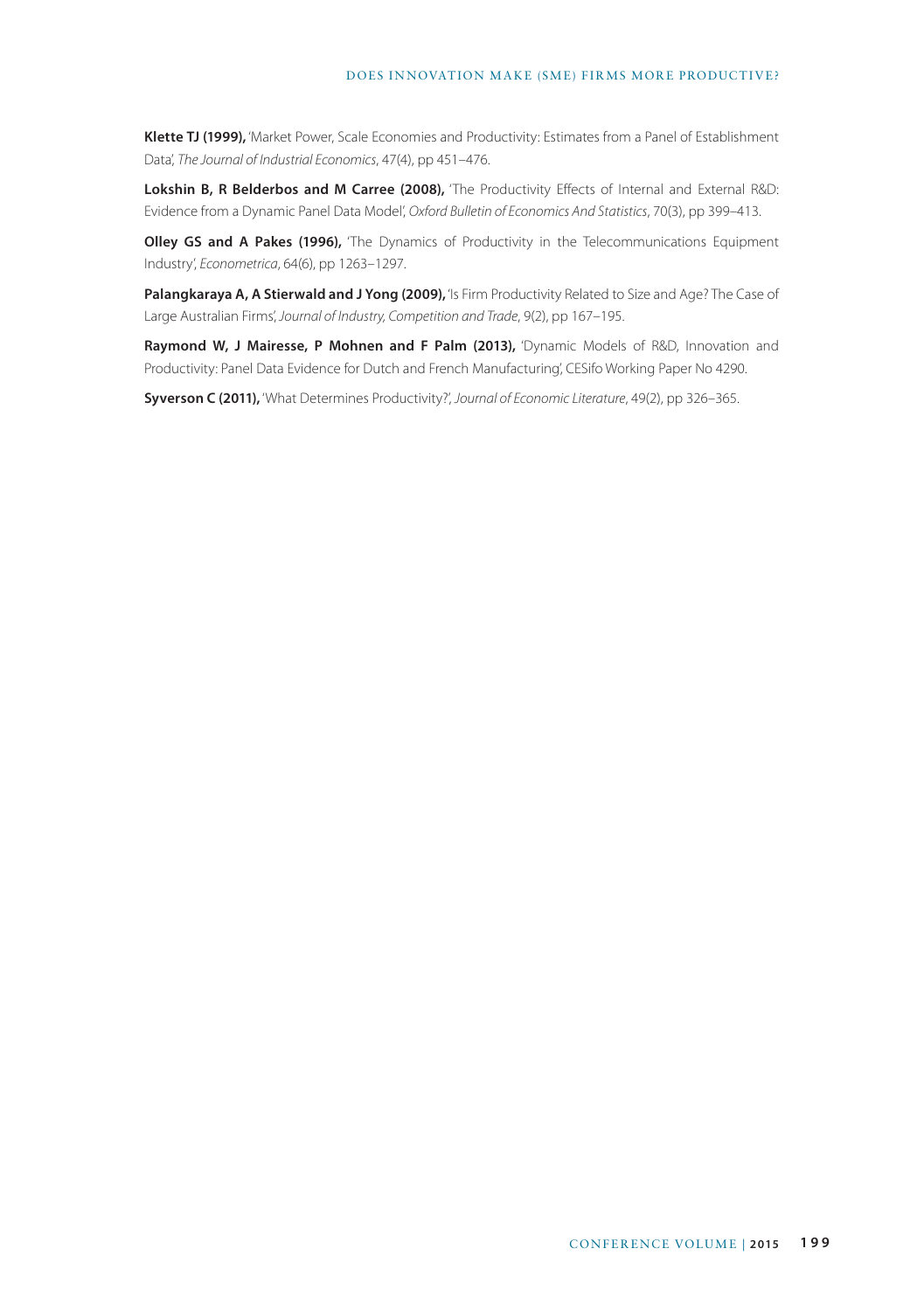**Klette TJ (1999),** 'Market Power, Scale Economies and Productivity: Estimates from a Panel of Establishment Data', *The Journal of Industrial Economics*, 47(4), pp 451–476.

**Lokshin B, R Belderbos and M Carree (2008),** 'The Productivity Effects of Internal and External R&D: Evidence from a Dynamic Panel Data Model', *Oxford Bulletin of Economics And Statistics*, 70(3), pp 399–413.

**Olley GS and A Pakes (1996),** 'The Dynamics of Productivity in the Telecommunications Equipment Industry', *Econometrica*, 64(6), pp 1263–1297.

**Palangkaraya A, A Stierwald and J Yong (2009),** 'Is Firm Productivity Related to Size and Age? The Case of Large Australian Firms', *Journal of Industry, Competition and Trade*, 9(2), pp 167–195.

**Raymond W, J Mairesse, P Mohnen and F Palm (2013),** 'Dynamic Models of R&D, Innovation and Productivity: Panel Data Evidence for Dutch and French Manufacturing', CESifo Working Paper No 4290.

**Syverson C (2011),** 'What Determines Productivity?', *Journal of Economic Literature*, 49(2), pp 326–365.